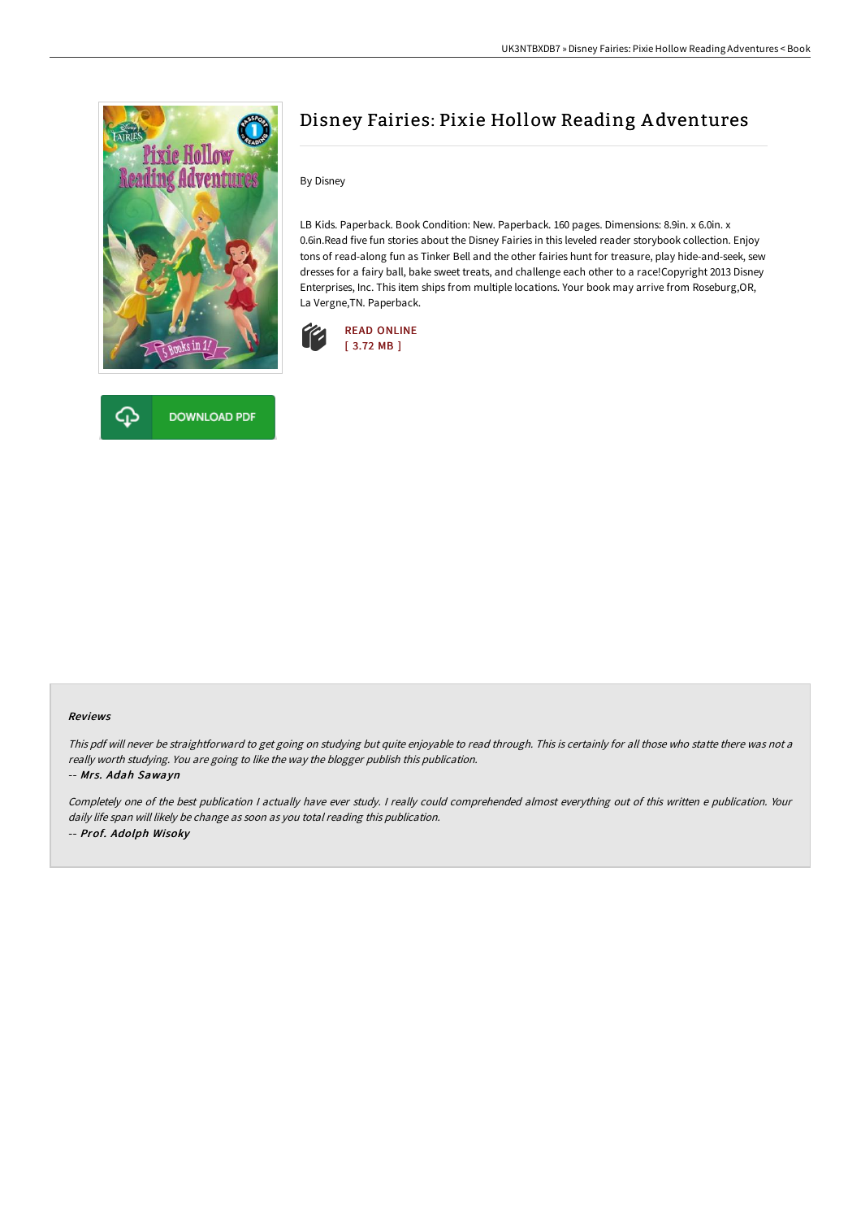# Disney Fairies: Pixie Hollow Reading Adventures

By Disney

LB Kids. Paperback. Book Condition: New. Paperback. 160 pages. Dimensions: 8.9in. x 6.0in. x 0.6in.Read five fun stories about the Disney Fairies in this leveled reader storybook collection. Enjoy tons of read-along fun as Tinker Bell and the other fairies hunt for treasure, play hide-and-seek, sew dresses for a fairy ball, bake sweet treats, and challenge each other to a race!Copyright 2013 Disney Enterprises, Inc. This item ships from multiple locations. Your book may arrive from Roseburg,OR, La Vergne,TN. Paperback.

READ ONLINE
[ 3.72 MB ]

DOWNLOAD PDF

### Reviews

*This pdf will never be straightforward to get going on studying but quite enjoyable to read through. This is certainly for all those who statte there was not a really worth studying. You are going to like the way the blogger publish this publication.*

*-- **Mrs. Adah Sawayn***

*Completely one of the best publication I actually have ever study. I really could comprehended almost everything out of this written e publication. Your daily life span will likely be change as soon as you total reading this publication.*

*-- **Prof. Adolph Wisoky***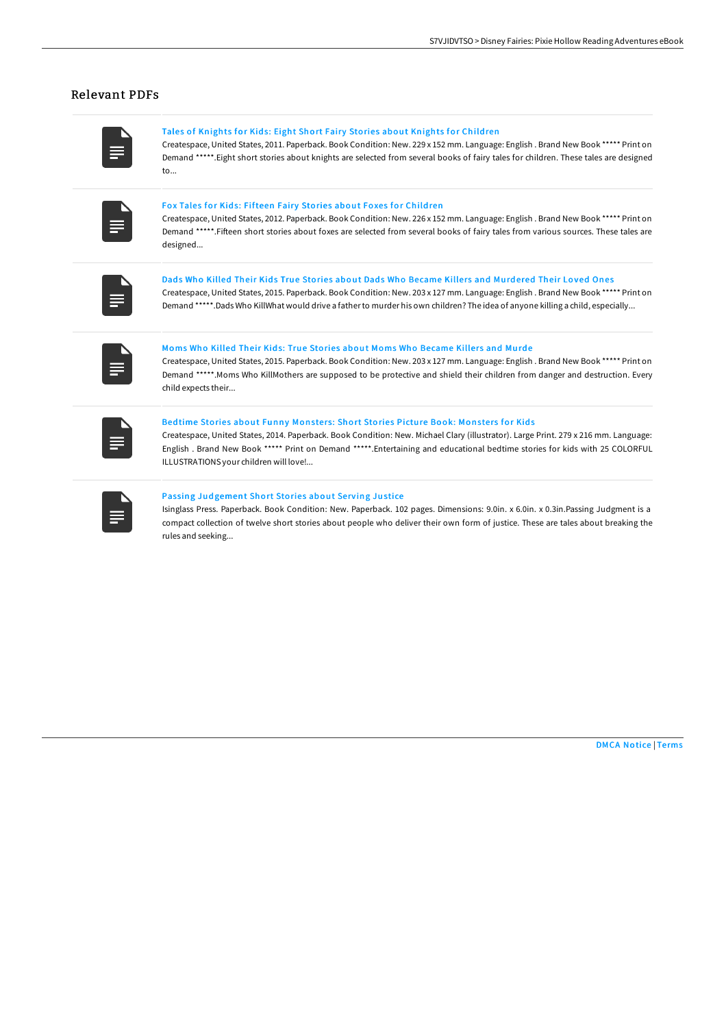## Relevant PDFs

### Tales of Knights for Kids: Eight Short Fairy Stories about Knights for Children

Createspace, United States, 2011. Paperback. Book Condition: New. 229 x 152 mm. Language: English . Brand New Book ***** Print on Demand *****.Eight short stories about knights are selected from several books of fairy tales for children. These tales are designed to...

### Fox Tales for Kids: Fifteen Fairy Stories about Foxes for Children

Createspace, United States, 2012. Paperback. Book Condition: New. 226 x 152 mm. Language: English . Brand New Book ***** Print on Demand *****.Fifteen short stories about foxes are selected from several books of fairy tales from various sources. These tales are designed...

### Dads Who Killed Their Kids True Stories about Dads Who Became Killers and Murdered Their Loved Ones

Createspace, United States, 2015. Paperback. Book Condition: New. 203 x 127 mm. Language: English . Brand New Book ***** Print on Demand *****.Dads Who KillWhat would drive a father to murder his own children? The idea of anyone killing a child, especially...

### Moms Who Killed Their Kids: True Stories about Moms Who Became Killers and Murde

Createspace, United States, 2015. Paperback. Book Condition: New. 203 x 127 mm. Language: English . Brand New Book ***** Print on Demand *****.Moms Who KillMothers are supposed to be protective and shield their children from danger and destruction. Every child expects their...

### Bedtime Stories about Funny Monsters: Short Stories Picture Book: Monsters for Kids

Createspace, United States, 2014. Paperback. Book Condition: New. Michael Clary (illustrator). Large Print. 279 x 216 mm. Language: English . Brand New Book ***** Print on Demand *****.Entertaining and educational bedtime stories for kids with 25 COLORFUL ILLUSTRATIONS your children will love!...

### Passing Judgement Short Stories about Serving Justice

Isinglass Press. Paperback. Book Condition: New. Paperback. 102 pages. Dimensions: 9.0in. x 6.0in. x 0.3in.Passing Judgment is a compact collection of twelve short stories about people who deliver their own form of justice. These are tales about breaking the rules and seeking...

DMCA Notice | Terms